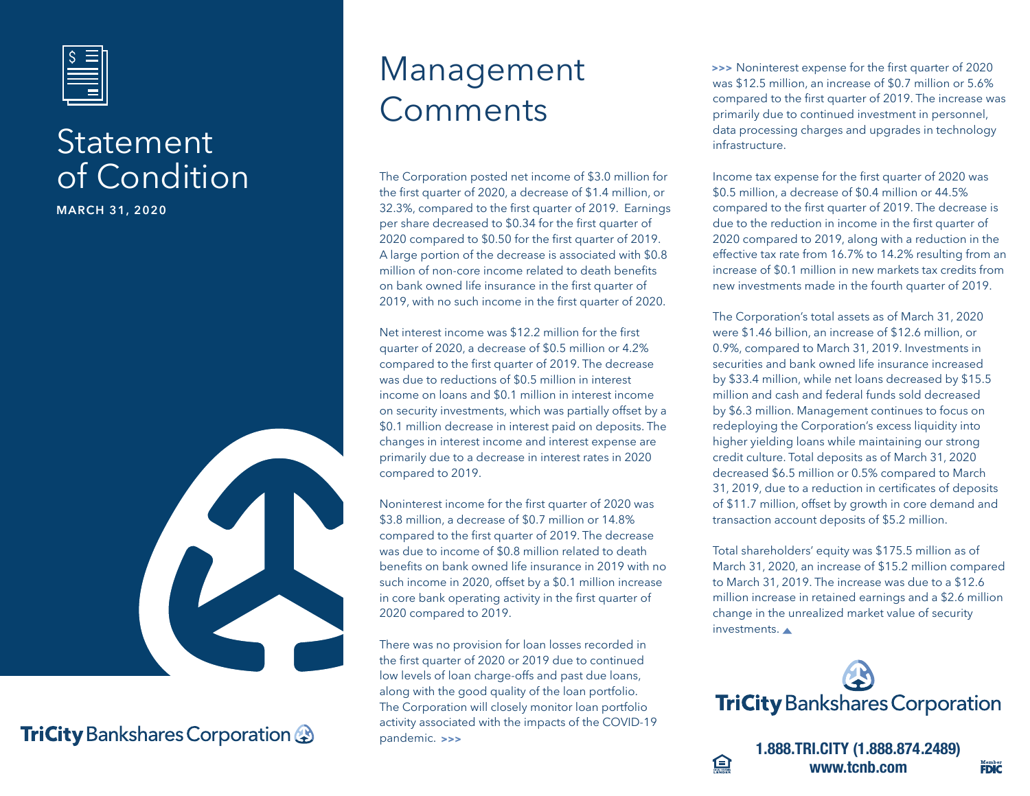# Statement of Condition

**MARCH 31, 2020**

TriCity Bankshares Corporation

# Management Comments

The Corporation posted net income of $3.0 million for the first quarter of 2020, a decrease of $1.4 million, or 32.3%, compared to the first quarter of 2019. Earnings per share decreased to $0.34 for the first quarter of 2020 compared to $0.50 for the first quarter of 2019. A large portion of the decrease is associated with $0.8 million of non-core income related to death benefits on bank owned life insurance in the first quarter of 2019, with no such income in the first quarter of 2020.

Net interest income was $12.2 million for the first quarter of 2020, a decrease of $0.5 million or 4.2% compared to the first quarter of 2019. The decrease was due to reductions of $0.5 million in interest income on loans and $0.1 million in interest income on security investments, which was partially offset by a $0.1 million decrease in interest paid on deposits. The changes in interest income and interest expense are primarily due to a decrease in interest rates in 2020 compared to 2019.

Noninterest income for the first quarter of 2020 was $3.8 million, a decrease of $0.7 million or 14.8% compared to the first quarter of 2019. The decrease was due to income of $0.8 million related to death benefits on bank owned life insurance in 2019 with no such income in 2020, offset by a $0.1 million increase in core bank operating activity in the first quarter of 2020 compared to 2019.

There was no provision for loan losses recorded in the first quarter of 2020 or 2019 due to continued low levels of loan charge-offs and past due loans, along with the good quality of the loan portfolio. The Corporation will closely monitor loan portfolio activity associated with the impacts of the COVID-19 pandemic. >>>

>>> Noninterest expense for the first quarter of 2020 was $12.5 million, an increase of $0.7 million or 5.6% compared to the first quarter of 2019. The increase was primarily due to continued investment in personnel, data processing charges and upgrades in technology infrastructure.

Income tax expense for the first quarter of 2020 was $0.5 million, a decrease of $0.4 million or 44.5% compared to the first quarter of 2019. The decrease is due to the reduction in income in the first quarter of 2020 compared to 2019, along with a reduction in the effective tax rate from 16.7% to 14.2% resulting from an increase of $0.1 million in new markets tax credits from new investments made in the fourth quarter of 2019.

The Corporation's total assets as of March 31, 2020 were $1.46 billion, an increase of $12.6 million, or 0.9%, compared to March 31, 2019. Investments in securities and bank owned life insurance increased by $33.4 million, while net loans decreased by $15.5 million and cash and federal funds sold decreased by $6.3 million. Management continues to focus on redeploying the Corporation's excess liquidity into higher yielding loans while maintaining our strong credit culture. Total deposits as of March 31, 2020 decreased $6.5 million or 0.5% compared to March 31, 2019, due to a reduction in certificates of deposits of $11.7 million, offset by growth in core demand and transaction account deposits of $5.2 million.

Total shareholders' equity was $175.5 million as of March 31, 2020, an increase of $15.2 million compared to March 31, 2019. The increase was due to a $12.6 million increase in retained earnings and a $2.6 million change in the unrealized market value of security investments. ▲

TriCity Bankshares Corporation

**1.888.TRI.CITY (1.888.874.2489)**
**www.tcnb.com**

Member FDIC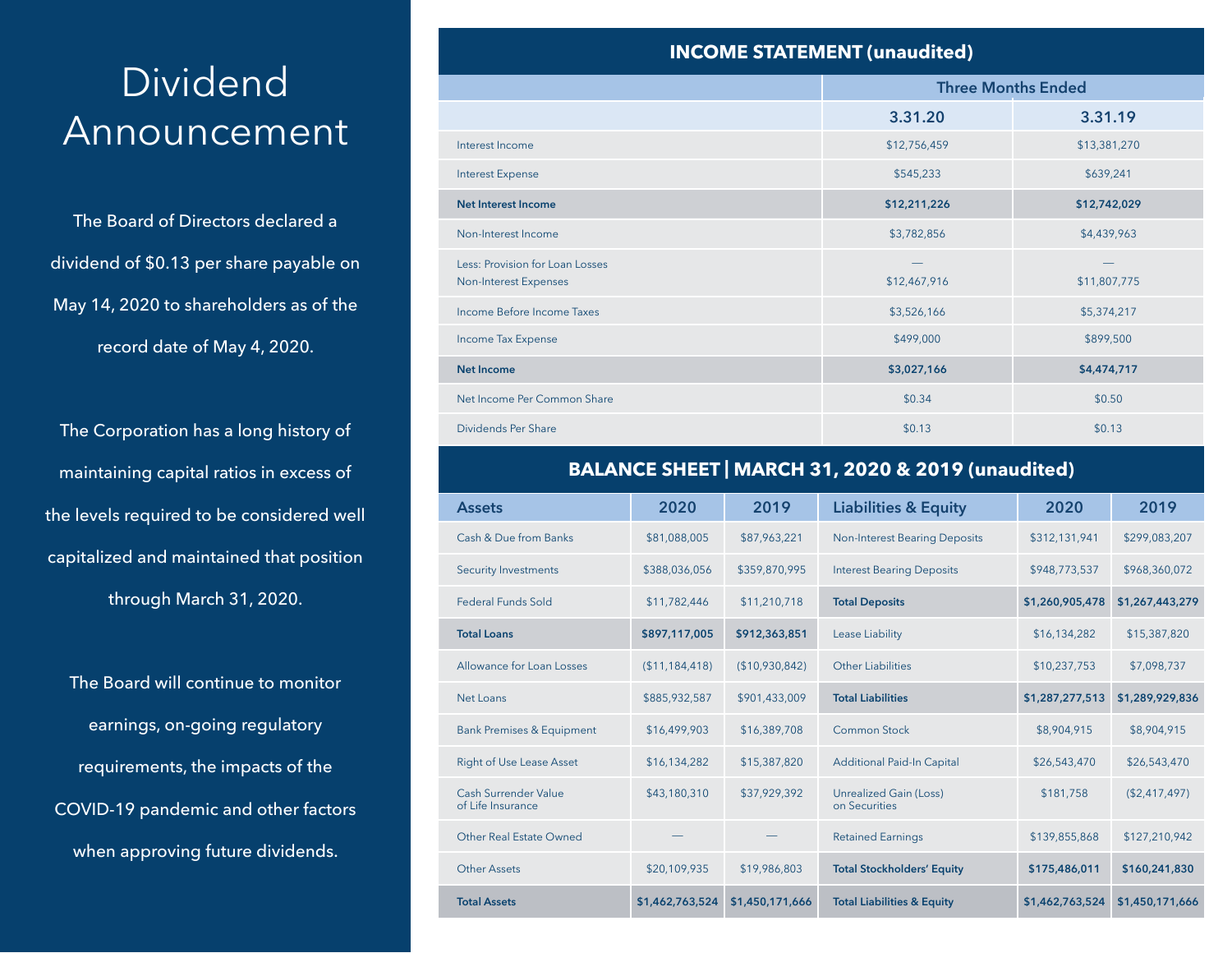# Dividend Announcement

The Board of Directors declared a dividend of $0.13 per share payable on May 14, 2020 to shareholders as of the record date of May 4, 2020.

The Corporation has a long history of maintaining capital ratios in excess of the levels required to be considered well capitalized and maintained that position through March 31, 2020.

The Board will continue to monitor earnings, on-going regulatory requirements, the impacts of the COVID-19 pandemic and other factors when approving future dividends.

## INCOME STATEMENT (unaudited)

| | Three Months Ended | |
|---|---|---|
| | **3.31.20** | **3.31.19** |
| Interest Income | $12,756,459 | $13,381,270 |
| Interest Expense | $545,233 | $639,241 |
| **Net Interest Income** | **$12,211,226** | **$12,742,029** |
| Non-Interest Income | $3,782,856 | $4,439,963 |
| Less: Provision for Loan Losses | — | — |
| Non-Interest Expenses | $12,467,916 | $11,807,775 |
| Income Before Income Taxes | $3,526,166 | $5,374,217 |
| Income Tax Expense | $499,000 | $899,500 |
| **Net Income** | **$3,027,166** | **$4,474,717** |
| Net Income Per Common Share | $0.34 | $0.50 |
| Dividends Per Share | $0.13 | $0.13 |

## BALANCE SHEET | MARCH 31, 2020 & 2019 (unaudited)

| Assets | 2020 | 2019 | Liabilities & Equity | 2020 | 2019 |
|---|---|---|---|---|---|
| Cash & Due from Banks | $81,088,005 | $87,963,221 | Non-Interest Bearing Deposits | $312,131,941 | $299,083,207 |
| Security Investments | $388,036,056 | $359,870,995 | Interest Bearing Deposits | $948,773,537 | $968,360,072 |
| Federal Funds Sold | $11,782,446 | $11,210,718 | **Total Deposits** | **$1,260,905,478** | **$1,267,443,279** |
| **Total Loans** | **$897,117,005** | **$912,363,851** | Lease Liability | $16,134,282 | $15,387,820 |
| Allowance for Loan Losses | ($11,184,418) | ($10,930,842) | Other Liabilities | $10,237,753 | $7,098,737 |
| Net Loans | $885,932,587 | $901,433,009 | **Total Liabilities** | **$1,287,277,513** | **$1,289,929,836** |
| Bank Premises & Equipment | $16,499,903 | $16,389,708 | Common Stock | $8,904,915 | $8,904,915 |
| Right of Use Lease Asset | $16,134,282 | $15,387,820 | Additional Paid-In Capital | $26,543,470 | $26,543,470 |
| Cash Surrender Value of Life Insurance | $43,180,310 | $37,929,392 | Unrealized Gain (Loss) on Securities | $181,758 | ($2,417,497) |
| Other Real Estate Owned | — | — | Retained Earnings | $139,855,868 | $127,210,942 |
| Other Assets | $20,109,935 | $19,986,803 | **Total Stockholders' Equity** | **$175,486,011** | **$160,241,830** |
| **Total Assets** | **$1,462,763,524** | **$1,450,171,666** | **Total Liabilities & Equity** | **$1,462,763,524** | **$1,450,171,666** |